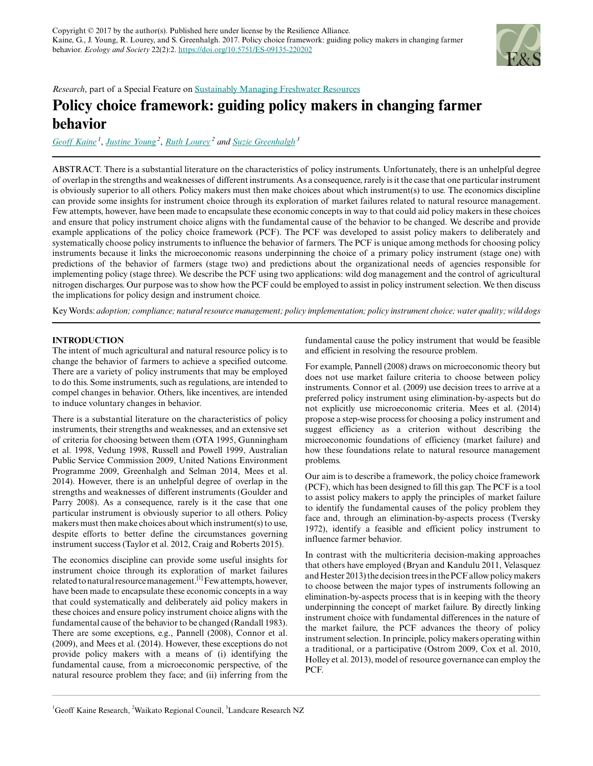Copyright © 2017 by the author(s). Published here under license by the Resilience Alliance.
Kaine, G., J. Young, R. Lourey, and S. Greenhalgh. 2017. Policy choice framework: guiding policy makers in changing farmer behavior. *Ecology and Society* 22(2):2. https://doi.org/10.5751/ES-09135-220202

*Research*, part of a Special Feature on Sustainably Managing Freshwater Resources

# Policy choice framework: guiding policy makers in changing farmer behavior

*Geoff Kaine* [1], *Justine Young* [2], *Ruth Lourey* [2] *and Suzie Greenhalgh* [3]

ABSTRACT. There is a substantial literature on the characteristics of policy instruments. Unfortunately, there is an unhelpful degree of overlap in the strengths and weaknesses of different instruments. As a consequence, rarely is it the case that one particular instrument is obviously superior to all others. Policy makers must then make choices about which instrument(s) to use. The economics discipline can provide some insights for instrument choice through its exploration of market failures related to natural resource management. Few attempts, however, have been made to encapsulate these economic concepts in way to that could aid policy makers in these choices and ensure that policy instrument choice aligns with the fundamental cause of the behavior to be changed. We describe and provide example applications of the policy choice framework (PCF). The PCF was developed to assist policy makers to deliberately and systematically choose policy instruments to influence the behavior of farmers. The PCF is unique among methods for choosing policy instruments because it links the microeconomic reasons underpinning the choice of a primary policy instrument (stage one) with predictions of the behavior of farmers (stage two) and predictions about the organizational needs of agencies responsible for implementing policy (stage three). We describe the PCF using two applications: wild dog management and the control of agricultural nitrogen discharges. Our purpose was to show how the PCF could be employed to assist in policy instrument selection. We then discuss the implications for policy design and instrument choice.

Key Words: *adoption; compliance; natural resource management; policy implementation; policy instrument choice; water quality; wild dogs*

## INTRODUCTION

The intent of much agricultural and natural resource policy is to change the behavior of farmers to achieve a specified outcome. There are a variety of policy instruments that may be employed to do this. Some instruments, such as regulations, are intended to compel changes in behavior. Others, like incentives, are intended to induce voluntary changes in behavior.

There is a substantial literature on the characteristics of policy instruments, their strengths and weaknesses, and an extensive set of criteria for choosing between them (OTA 1995, Gunningham et al. 1998, Vedung 1998, Russell and Powell 1999, Australian Public Service Commission 2009, United Nations Environment Programme 2009, Greenhalgh and Selman 2014, Mees et al. 2014). However, there is an unhelpful degree of overlap in the strengths and weaknesses of different instruments (Goulder and Parry 2008). As a consequence, rarely is it the case that one particular instrument is obviously superior to all others. Policy makers must then make choices about which instrument(s) to use, despite efforts to better define the circumstances governing instrument success (Taylor et al. 2012, Craig and Roberts 2015).

The economics discipline can provide some useful insights for instrument choice through its exploration of market failures related to natural resource management.[1] Few attempts, however, have been made to encapsulate these economic concepts in a way that could systematically and deliberately aid policy makers in these choices and ensure policy instrument choice aligns with the fundamental cause of the behavior to be changed (Randall 1983). There are some exceptions, e.g., Pannell (2008), Connor et al. (2009), and Mees et al. (2014). However, these exceptions do not provide policy makers with a means of (i) identifying the fundamental cause, from a microeconomic perspective, of the natural resource problem they face; and (ii) inferring from the fundamental cause the policy instrument that would be feasible and efficient in resolving the resource problem.

For example, Pannell (2008) draws on microeconomic theory but does not use market failure criteria to choose between policy instruments. Connor et al. (2009) use decision trees to arrive at a preferred policy instrument using elimination-by-aspects but do not explicitly use microeconomic criteria. Mees et al. (2014) propose a step-wise process for choosing a policy instrument and suggest efficiency as a criterion without describing the microeconomic foundations of efficiency (market failure) and how these foundations relate to natural resource management problems.

Our aim is to describe a framework, the policy choice framework (PCF), which has been designed to fill this gap. The PCF is a tool to assist policy makers to apply the principles of market failure to identify the fundamental causes of the policy problem they face and, through an elimination-by-aspects process (Tversky 1972), identify a feasible and efficient policy instrument to influence farmer behavior.

In contrast with the multicriteria decision-making approaches that others have employed (Bryan and Kandulu 2011, Velasquez and Hester 2013) the decision trees in the PCF allow policy makers to choose between the major types of instruments following an elimination-by-aspects process that is in keeping with the theory underpinning the concept of market failure. By directly linking instrument choice with fundamental differences in the nature of the market failure, the PCF advances the theory of policy instrument selection. In principle, policy makers operating within a traditional, or a participative (Ostrom 2009, Cox et al. 2010, Holley et al. 2013), model of resource governance can employ the PCF.

[1] Geoff Kaine Research, [2] Waikato Regional Council, [3] Landcare Research NZ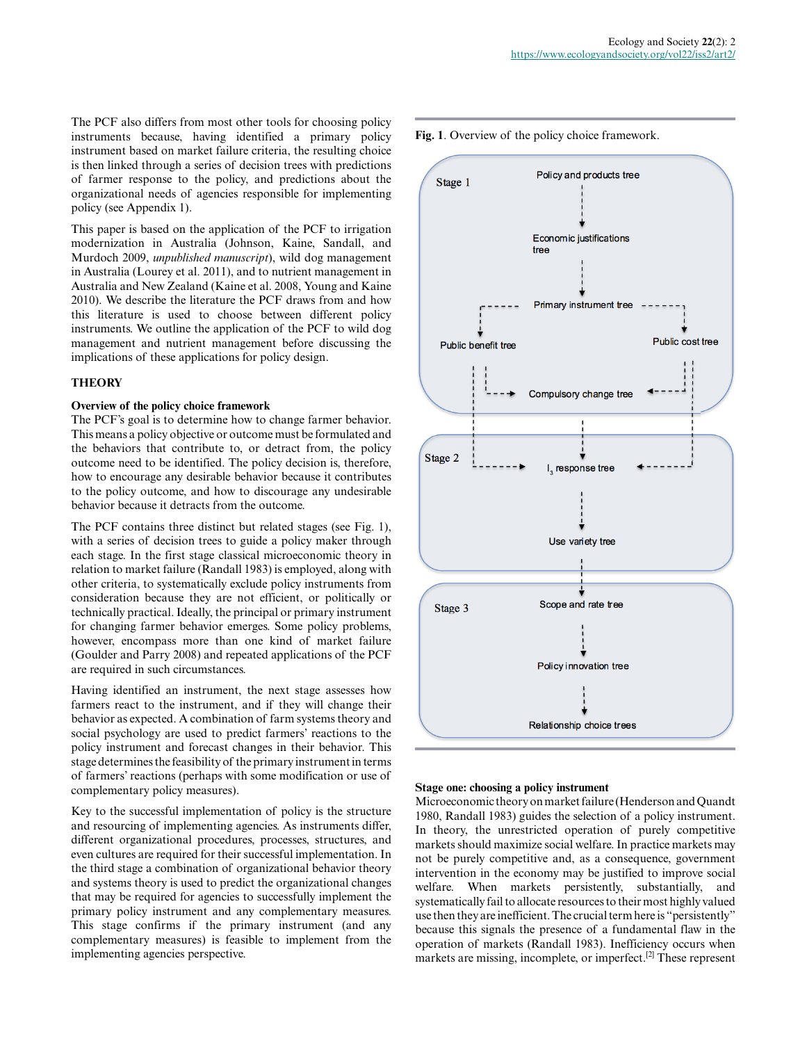The PCF also differs from most other tools for choosing policy instruments because, having identified a primary policy instrument based on market failure criteria, the resulting choice is then linked through a series of decision trees with predictions of farmer response to the policy, and predictions about the organizational needs of agencies responsible for implementing policy (see Appendix 1).

This paper is based on the application of the PCF to irrigation modernization in Australia (Johnson, Kaine, Sandall, and Murdoch 2009, *unpublished manuscript*), wild dog management in Australia (Lourey et al. 2011), and to nutrient management in Australia and New Zealand (Kaine et al. 2008, Young and Kaine 2010). We describe the literature the PCF draws from and how this literature is used to choose between different policy instruments. We outline the application of the PCF to wild dog management and nutrient management before discussing the implications of these applications for policy design.

## THEORY

### Overview of the policy choice framework

The PCF's goal is to determine how to change farmer behavior. This means a policy objective or outcome must be formulated and the behaviors that contribute to, or detract from, the policy outcome need to be identified. The policy decision is, therefore, how to encourage any desirable behavior because it contributes to the policy outcome, and how to discourage any undesirable behavior because it detracts from the outcome.

The PCF contains three distinct but related stages (see Fig. 1), with a series of decision trees to guide a policy maker through each stage. In the first stage classical microeconomic theory in relation to market failure (Randall 1983) is employed, along with other criteria, to systematically exclude policy instruments from consideration because they are not efficient, or politically or technically practical. Ideally, the principal or primary instrument for changing farmer behavior emerges. Some policy problems, however, encompass more than one kind of market failure (Goulder and Parry 2008) and repeated applications of the PCF are required in such circumstances.

Having identified an instrument, the next stage assesses how farmers react to the instrument, and if they will change their behavior as expected. A combination of farm systems theory and social psychology are used to predict farmers' reactions to the policy instrument and forecast changes in their behavior. This stage determines the feasibility of the primary instrument in terms of farmers' reactions (perhaps with some modification or use of complementary policy measures).

Key to the successful implementation of policy is the structure and resourcing of implementing agencies. As instruments differ, different organizational procedures, processes, structures, and even cultures are required for their successful implementation. In the third stage a combination of organizational behavior theory and systems theory is used to predict the organizational changes that may be required for agencies to successfully implement the primary policy instrument and any complementary measures. This stage confirms if the primary instrument (and any complementary measures) is feasible to implement from the implementing agencies perspective.

**Fig. 1**. Overview of the policy choice framework.

Stage 1
Policy and products tree
Economic justifications tree
Primary instrument tree
Public benefit tree
Public cost tree
Compulsory change tree

Stage 2
$I_3$ response tree
Use variety tree

Stage 3
Scope and rate tree
Policy innovation tree
Relationship choice trees

### Stage one: choosing a policy instrument

Microeconomic theory on market failure (Henderson and Quandt 1980, Randall 1983) guides the selection of a policy instrument. In theory, the unrestricted operation of purely competitive markets should maximize social welfare. In practice markets may not be purely competitive and, as a consequence, government intervention in the economy may be justified to improve social welfare. When markets persistently, substantially, and systematically fail to allocate resources to their most highly valued use then they are inefficient. The crucial term here is "persistently" because this signals the presence of a fundamental flaw in the operation of markets (Randall 1983). Inefficiency occurs when markets are missing, incomplete, or imperfect.[2] These represent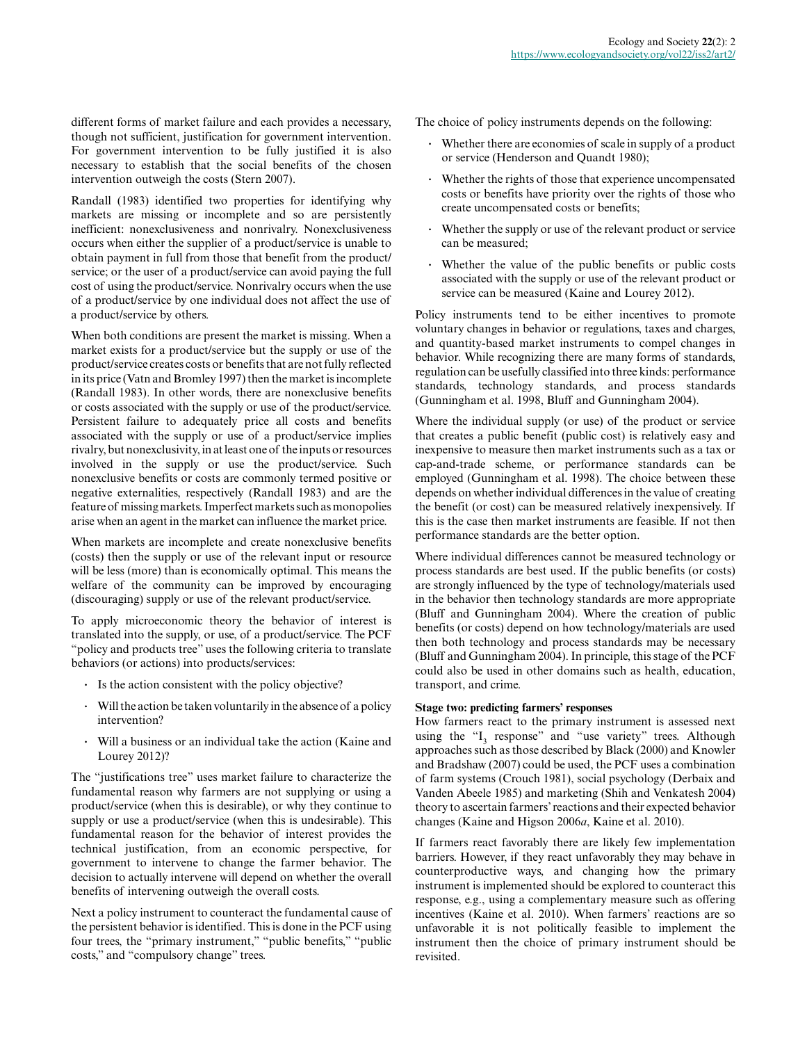different forms of market failure and each provides a necessary, though not sufficient, justification for government intervention. For government intervention to be fully justified it is also necessary to establish that the social benefits of the chosen intervention outweigh the costs (Stern 2007).

Randall (1983) identified two properties for identifying why markets are missing or incomplete and so are persistently inefficient: nonexclusiveness and nonrivalry. Nonexclusiveness occurs when either the supplier of a product/service is unable to obtain payment in full from those that benefit from the product/service; or the user of a product/service can avoid paying the full cost of using the product/service. Nonrivalry occurs when the use of a product/service by one individual does not affect the use of a product/service by others.

When both conditions are present the market is missing. When a market exists for a product/service but the supply or use of the product/service creates costs or benefits that are not fully reflected in its price (Vatn and Bromley 1997) then the market is incomplete (Randall 1983). In other words, there are nonexclusive benefits or costs associated with the supply or use of the product/service. Persistent failure to adequately price all costs and benefits associated with the supply or use of a product/service implies rivalry, but nonexclusivity, in at least one of the inputs or resources involved in the supply or use the product/service. Such nonexclusive benefits or costs are commonly termed positive or negative externalities, respectively (Randall 1983) and are the feature of missing markets. Imperfect markets such as monopolies arise when an agent in the market can influence the market price.

When markets are incomplete and create nonexclusive benefits (costs) then the supply or use of the relevant input or resource will be less (more) than is economically optimal. This means the welfare of the community can be improved by encouraging (discouraging) supply or use of the relevant product/service.

To apply microeconomic theory the behavior of interest is translated into the supply, or use, of a product/service. The PCF "policy and products tree" uses the following criteria to translate behaviors (or actions) into products/services:

- Is the action consistent with the policy objective?
- Will the action be taken voluntarily in the absence of a policy intervention?
- Will a business or an individual take the action (Kaine and Lourey 2012)?

The "justifications tree" uses market failure to characterize the fundamental reason why farmers are not supplying or using a product/service (when this is desirable), or why they continue to supply or use a product/service (when this is undesirable). This fundamental reason for the behavior of interest provides the technical justification, from an economic perspective, for government to intervene to change the farmer behavior. The decision to actually intervene will depend on whether the overall benefits of intervening outweigh the overall costs.

Next a policy instrument to counteract the fundamental cause of the persistent behavior is identified. This is done in the PCF using four trees, the "primary instrument," "public benefits," "public costs," and "compulsory change" trees.

The choice of policy instruments depends on the following:

- Whether there are economies of scale in supply of a product or service (Henderson and Quandt 1980);
- Whether the rights of those that experience uncompensated costs or benefits have priority over the rights of those who create uncompensated costs or benefits;
- Whether the supply or use of the relevant product or service can be measured;
- Whether the value of the public benefits or public costs associated with the supply or use of the relevant product or service can be measured (Kaine and Lourey 2012).

Policy instruments tend to be either incentives to promote voluntary changes in behavior or regulations, taxes and charges, and quantity-based market instruments to compel changes in behavior. While recognizing there are many forms of standards, regulation can be usefully classified into three kinds: performance standards, technology standards, and process standards (Gunningham et al. 1998, Bluff and Gunningham 2004).

Where the individual supply (or use) of the product or service that creates a public benefit (public cost) is relatively easy and inexpensive to measure then market instruments such as a tax or cap-and-trade scheme, or performance standards can be employed (Gunningham et al. 1998). The choice between these depends on whether individual differences in the value of creating the benefit (or cost) can be measured relatively inexpensively. If this is the case then market instruments are feasible. If not then performance standards are the better option.

Where individual differences cannot be measured technology or process standards are best used. If the public benefits (or costs) are strongly influenced by the type of technology/materials used in the behavior then technology standards are more appropriate (Bluff and Gunningham 2004). Where the creation of public benefits (or costs) depend on how technology/materials are used then both technology and process standards may be necessary (Bluff and Gunningham 2004). In principle, this stage of the PCF could also be used in other domains such as health, education, transport, and crime.

**Stage two: predicting farmers' responses**

How farmers react to the primary instrument is assessed next using the "$I_3$ response" and "use variety" trees. Although approaches such as those described by Black (2000) and Knowler and Bradshaw (2007) could be used, the PCF uses a combination of farm systems (Crouch 1981), social psychology (Derbaix and Vanden Abeele 1985) and marketing (Shih and Venkatesh 2004) theory to ascertain farmers' reactions and their expected behavior changes (Kaine and Higson 2006*a*, Kaine et al. 2010).

If farmers react favorably there are likely few implementation barriers. However, if they react unfavorably they may behave in counterproductive ways, and changing how the primary instrument is implemented should be explored to counteract this response, e.g., using a complementary measure such as offering incentives (Kaine et al. 2010). When farmers' reactions are so unfavorable it is not politically feasible to implement the instrument then the choice of primary instrument should be revisited.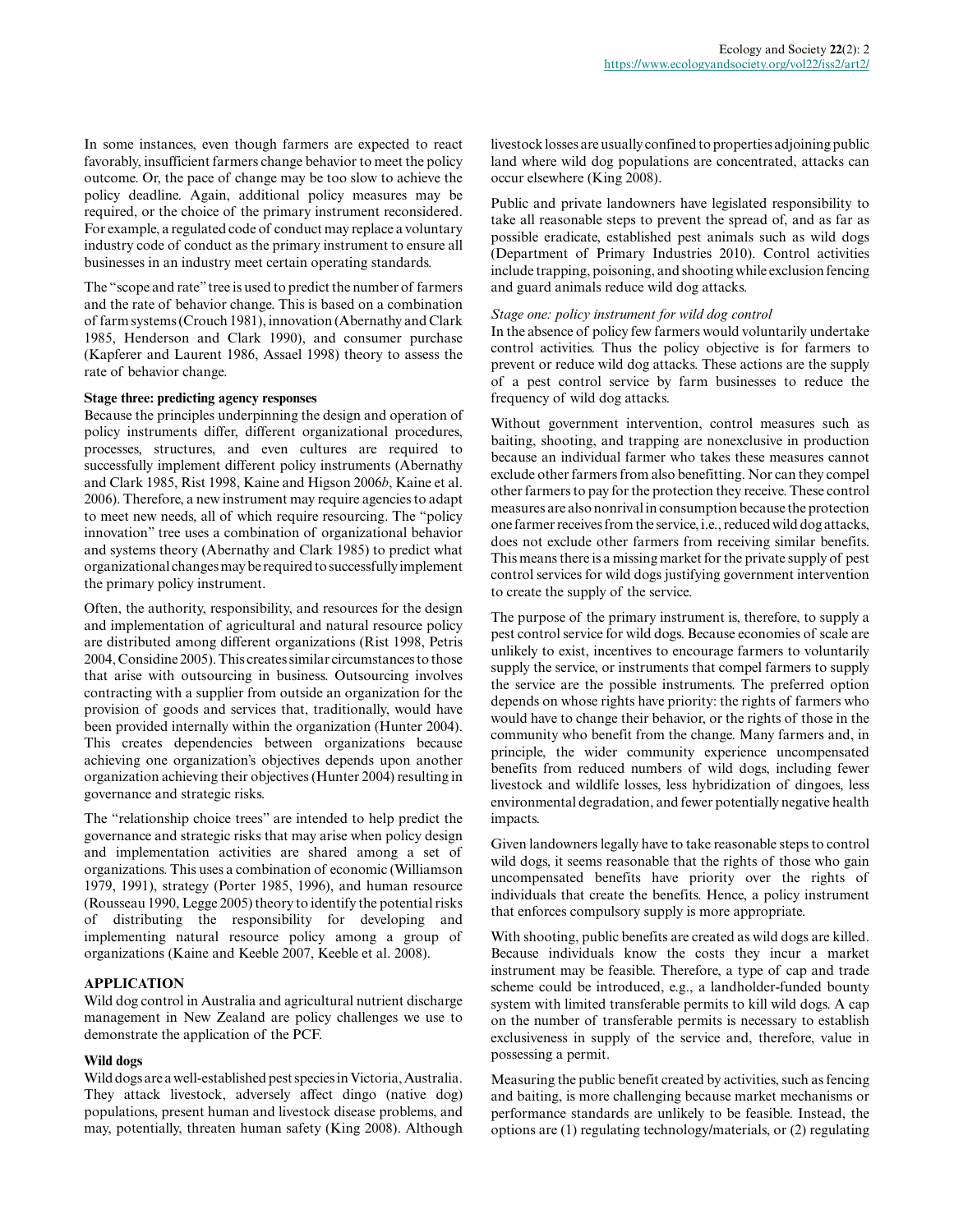In some instances, even though farmers are expected to react favorably, insufficient farmers change behavior to meet the policy outcome. Or, the pace of change may be too slow to achieve the policy deadline. Again, additional policy measures may be required, or the choice of the primary instrument reconsidered. For example, a regulated code of conduct may replace a voluntary industry code of conduct as the primary instrument to ensure all businesses in an industry meet certain operating standards.

The "scope and rate" tree is used to predict the number of farmers and the rate of behavior change. This is based on a combination of farm systems (Crouch 1981), innovation (Abernathy and Clark 1985, Henderson and Clark 1990), and consumer purchase (Kapferer and Laurent 1986, Assael 1998) theory to assess the rate of behavior change.

### Stage three: predicting agency responses

Because the principles underpinning the design and operation of policy instruments differ, different organizational procedures, processes, structures, and even cultures are required to successfully implement different policy instruments (Abernathy and Clark 1985, Rist 1998, Kaine and Higson 2006*b*, Kaine et al. 2006). Therefore, a new instrument may require agencies to adapt to meet new needs, all of which require resourcing. The "policy innovation" tree uses a combination of organizational behavior and systems theory (Abernathy and Clark 1985) to predict what organizational changes may be required to successfully implement the primary policy instrument.

Often, the authority, responsibility, and resources for the design and implementation of agricultural and natural resource policy are distributed among different organizations (Rist 1998, Petris 2004, Considine 2005). This creates similar circumstances to those that arise with outsourcing in business. Outsourcing involves contracting with a supplier from outside an organization for the provision of goods and services that, traditionally, would have been provided internally within the organization (Hunter 2004). This creates dependencies between organizations because achieving one organization's objectives depends upon another organization achieving their objectives (Hunter 2004) resulting in governance and strategic risks.

The "relationship choice trees" are intended to help predict the governance and strategic risks that may arise when policy design and implementation activities are shared among a set of organizations. This uses a combination of economic (Williamson 1979, 1991), strategy (Porter 1985, 1996), and human resource (Rousseau 1990, Legge 2005) theory to identify the potential risks of distributing the responsibility for developing and implementing natural resource policy among a group of organizations (Kaine and Keeble 2007, Keeble et al. 2008).

## APPLICATION

Wild dog control in Australia and agricultural nutrient discharge management in New Zealand are policy challenges we use to demonstrate the application of the PCF.

### Wild dogs

Wild dogs are a well-established pest species in Victoria, Australia. They attack livestock, adversely affect dingo (native dog) populations, present human and livestock disease problems, and may, potentially, threaten human safety (King 2008). Although livestock losses are usually confined to properties adjoining public land where wild dog populations are concentrated, attacks can occur elsewhere (King 2008).

Public and private landowners have legislated responsibility to take all reasonable steps to prevent the spread of, and as far as possible eradicate, established pest animals such as wild dogs (Department of Primary Industries 2010). Control activities include trapping, poisoning, and shooting while exclusion fencing and guard animals reduce wild dog attacks.

#### *Stage one: policy instrument for wild dog control*

In the absence of policy few farmers would voluntarily undertake control activities. Thus the policy objective is for farmers to prevent or reduce wild dog attacks. These actions are the supply of a pest control service by farm businesses to reduce the frequency of wild dog attacks.

Without government intervention, control measures such as baiting, shooting, and trapping are nonexclusive in production because an individual farmer who takes these measures cannot exclude other farmers from also benefitting. Nor can they compel other farmers to pay for the protection they receive. These control measures are also nonrival in consumption because the protection one farmer receives from the service, i.e., reduced wild dog attacks, does not exclude other farmers from receiving similar benefits. This means there is a missing market for the private supply of pest control services for wild dogs justifying government intervention to create the supply of the service.

The purpose of the primary instrument is, therefore, to supply a pest control service for wild dogs. Because economies of scale are unlikely to exist, incentives to encourage farmers to voluntarily supply the service, or instruments that compel farmers to supply the service are the possible instruments. The preferred option depends on whose rights have priority: the rights of farmers who would have to change their behavior, or the rights of those in the community who benefit from the change. Many farmers and, in principle, the wider community experience uncompensated benefits from reduced numbers of wild dogs, including fewer livestock and wildlife losses, less hybridization of dingoes, less environmental degradation, and fewer potentially negative health impacts.

Given landowners legally have to take reasonable steps to control wild dogs, it seems reasonable that the rights of those who gain uncompensated benefits have priority over the rights of individuals that create the benefits. Hence, a policy instrument that enforces compulsory supply is more appropriate.

With shooting, public benefits are created as wild dogs are killed. Because individuals know the costs they incur a market instrument may be feasible. Therefore, a type of cap and trade scheme could be introduced, e.g., a landholder-funded bounty system with limited transferable permits to kill wild dogs. A cap on the number of transferable permits is necessary to establish exclusiveness in supply of the service and, therefore, value in possessing a permit.

Measuring the public benefit created by activities, such as fencing and baiting, is more challenging because market mechanisms or performance standards are unlikely to be feasible. Instead, the options are (1) regulating technology/materials, or (2) regulating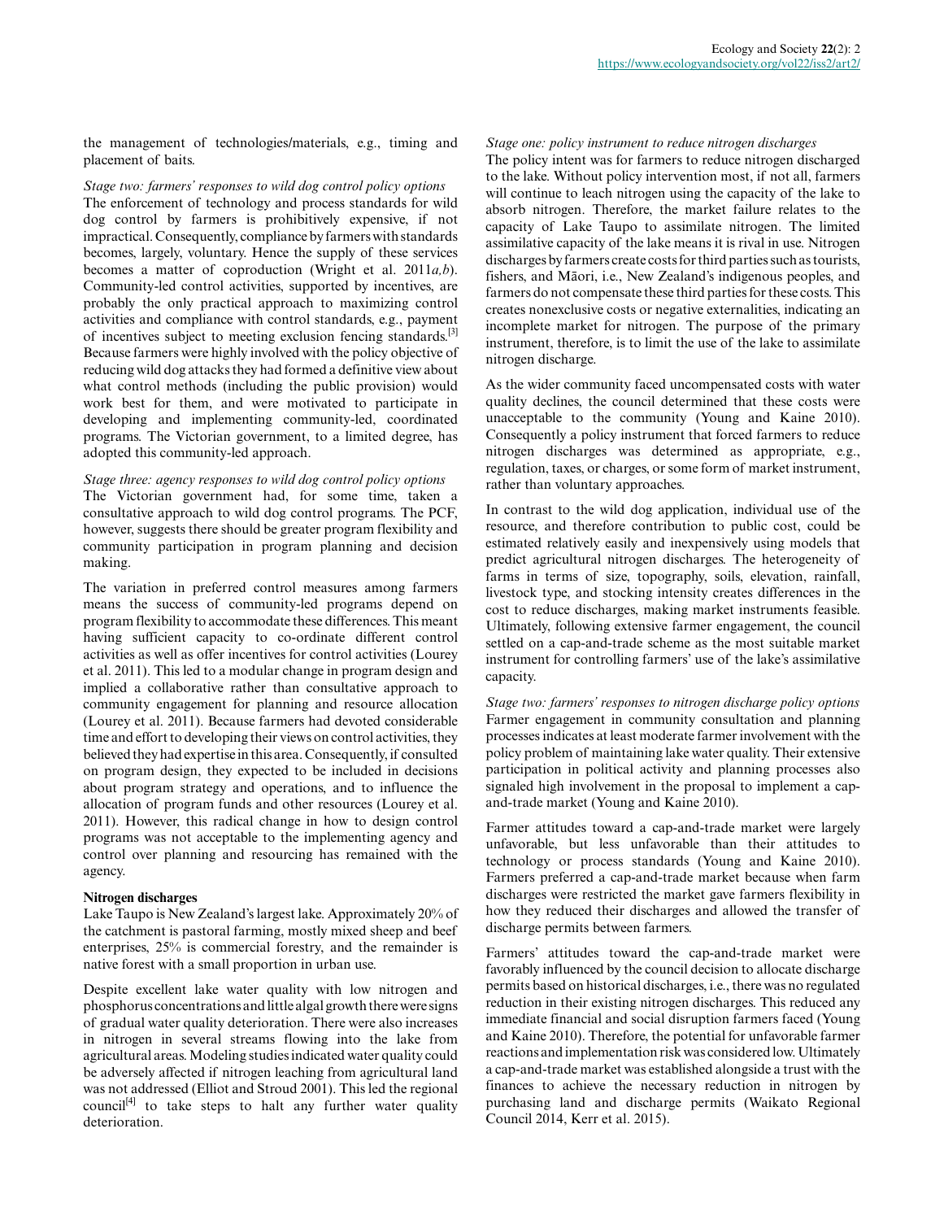the management of technologies/materials, e.g., timing and placement of baits.

*Stage two: farmers' responses to wild dog control policy options*

The enforcement of technology and process standards for wild dog control by farmers is prohibitively expensive, if not impractical. Consequently, compliance by farmers with standards becomes, largely, voluntary. Hence the supply of these services becomes a matter of coproduction (Wright et al. 2011*a,b*). Community-led control activities, supported by incentives, are probably the only practical approach to maximizing control activities and compliance with control standards, e.g., payment of incentives subject to meeting exclusion fencing standards.[3] Because farmers were highly involved with the policy objective of reducing wild dog attacks they had formed a definitive view about what control methods (including the public provision) would work best for them, and were motivated to participate in developing and implementing community-led, coordinated programs. The Victorian government, to a limited degree, has adopted this community-led approach.

*Stage three: agency responses to wild dog control policy options*

The Victorian government had, for some time, taken a consultative approach to wild dog control programs. The PCF, however, suggests there should be greater program flexibility and community participation in program planning and decision making.

The variation in preferred control measures among farmers means the success of community-led programs depend on program flexibility to accommodate these differences. This meant having sufficient capacity to co-ordinate different control activities as well as offer incentives for control activities (Lourey et al. 2011). This led to a modular change in program design and implied a collaborative rather than consultative approach to community engagement for planning and resource allocation (Lourey et al. 2011). Because farmers had devoted considerable time and effort to developing their views on control activities, they believed they had expertise in this area. Consequently, if consulted on program design, they expected to be included in decisions about program strategy and operations, and to influence the allocation of program funds and other resources (Lourey et al. 2011). However, this radical change in how to design control programs was not acceptable to the implementing agency and control over planning and resourcing has remained with the agency.

**Nitrogen discharges**

Lake Taupo is New Zealand's largest lake. Approximately 20% of the catchment is pastoral farming, mostly mixed sheep and beef enterprises, 25% is commercial forestry, and the remainder is native forest with a small proportion in urban use.

Despite excellent lake water quality with low nitrogen and phosphorus concentrations and little algal growth there were signs of gradual water quality deterioration. There were also increases in nitrogen in several streams flowing into the lake from agricultural areas. Modeling studies indicated water quality could be adversely affected if nitrogen leaching from agricultural land was not addressed (Elliot and Stroud 2001). This led the regional council[4] to take steps to halt any further water quality deterioration.

*Stage one: policy instrument to reduce nitrogen discharges*

The policy intent was for farmers to reduce nitrogen discharged to the lake. Without policy intervention most, if not all, farmers will continue to leach nitrogen using the capacity of the lake to absorb nitrogen. Therefore, the market failure relates to the capacity of Lake Taupo to assimilate nitrogen. The limited assimilative capacity of the lake means it is rival in use. Nitrogen discharges by farmers create costs for third parties such as tourists, fishers, and Māori, i.e., New Zealand's indigenous peoples, and farmers do not compensate these third parties for these costs. This creates nonexclusive costs or negative externalities, indicating an incomplete market for nitrogen. The purpose of the primary instrument, therefore, is to limit the use of the lake to assimilate nitrogen discharge.

As the wider community faced uncompensated costs with water quality declines, the council determined that these costs were unacceptable to the community (Young and Kaine 2010). Consequently a policy instrument that forced farmers to reduce nitrogen discharges was determined as appropriate, e.g., regulation, taxes, or charges, or some form of market instrument, rather than voluntary approaches.

In contrast to the wild dog application, individual use of the resource, and therefore contribution to public cost, could be estimated relatively easily and inexpensively using models that predict agricultural nitrogen discharges. The heterogeneity of farms in terms of size, topography, soils, elevation, rainfall, livestock type, and stocking intensity creates differences in the cost to reduce discharges, making market instruments feasible. Ultimately, following extensive farmer engagement, the council settled on a cap-and-trade scheme as the most suitable market instrument for controlling farmers' use of the lake's assimilative capacity.

*Stage two: farmers' responses to nitrogen discharge policy options*

Farmer engagement in community consultation and planning processes indicates at least moderate farmer involvement with the policy problem of maintaining lake water quality. Their extensive participation in political activity and planning processes also signaled high involvement in the proposal to implement a cap-and-trade market (Young and Kaine 2010).

Farmer attitudes toward a cap-and-trade market were largely unfavorable, but less unfavorable than their attitudes to technology or process standards (Young and Kaine 2010). Farmers preferred a cap-and-trade market because when farm discharges were restricted the market gave farmers flexibility in how they reduced their discharges and allowed the transfer of discharge permits between farmers.

Farmers' attitudes toward the cap-and-trade market were favorably influenced by the council decision to allocate discharge permits based on historical discharges, i.e., there was no regulated reduction in their existing nitrogen discharges. This reduced any immediate financial and social disruption farmers faced (Young and Kaine 2010). Therefore, the potential for unfavorable farmer reactions and implementation risk was considered low. Ultimately a cap-and-trade market was established alongside a trust with the finances to achieve the necessary reduction in nitrogen by purchasing land and discharge permits (Waikato Regional Council 2014, Kerr et al. 2015).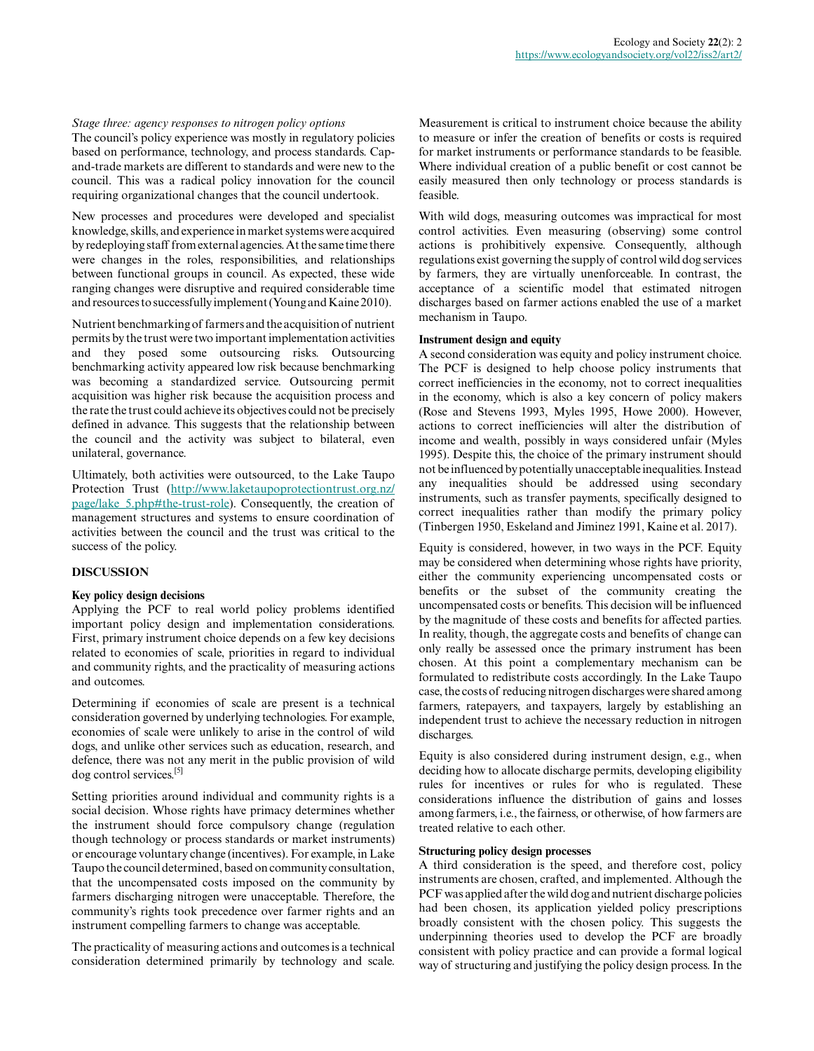*Stage three: agency responses to nitrogen policy options*

The council's policy experience was mostly in regulatory policies based on performance, technology, and process standards. Cap-and-trade markets are different to standards and were new to the council. This was a radical policy innovation for the council requiring organizational changes that the council undertook.

New processes and procedures were developed and specialist knowledge, skills, and experience in market systems were acquired by redeploying staff from external agencies. At the same time there were changes in the roles, responsibilities, and relationships between functional groups in council. As expected, these wide ranging changes were disruptive and required considerable time and resources to successfully implement (Young and Kaine 2010).

Nutrient benchmarking of farmers and the acquisition of nutrient permits by the trust were two important implementation activities and they posed some outsourcing risks. Outsourcing benchmarking activity appeared low risk because benchmarking was becoming a standardized service. Outsourcing permit acquisition was higher risk because the acquisition process and the rate the trust could achieve its objectives could not be precisely defined in advance. This suggests that the relationship between the council and the activity was subject to bilateral, even unilateral, governance.

Ultimately, both activities were outsourced, to the Lake Taupo Protection Trust (http://www.laketaupoprotectiontrust.org.nz/page/lake_5.php#the-trust-role). Consequently, the creation of management structures and systems to ensure coordination of activities between the council and the trust was critical to the success of the policy.

## DISCUSSION

### Key policy design decisions

Applying the PCF to real world policy problems identified important policy design and implementation considerations. First, primary instrument choice depends on a few key decisions related to economies of scale, priorities in regard to individual and community rights, and the practicality of measuring actions and outcomes.

Determining if economies of scale are present is a technical consideration governed by underlying technologies. For example, economies of scale were unlikely to arise in the control of wild dogs, and unlike other services such as education, research, and defence, there was not any merit in the public provision of wild dog control services.[5]

Setting priorities around individual and community rights is a social decision. Whose rights have primacy determines whether the instrument should force compulsory change (regulation though technology or process standards or market instruments) or encourage voluntary change (incentives). For example, in Lake Taupo the council determined, based on community consultation, that the uncompensated costs imposed on the community by farmers discharging nitrogen were unacceptable. Therefore, the community's rights took precedence over farmer rights and an instrument compelling farmers to change was acceptable.

The practicality of measuring actions and outcomes is a technical consideration determined primarily by technology and scale. Measurement is critical to instrument choice because the ability to measure or infer the creation of benefits or costs is required for market instruments or performance standards to be feasible. Where individual creation of a public benefit or cost cannot be easily measured then only technology or process standards is feasible.

With wild dogs, measuring outcomes was impractical for most control activities. Even measuring (observing) some control actions is prohibitively expensive. Consequently, although regulations exist governing the supply of control wild dog services by farmers, they are virtually unenforceable. In contrast, the acceptance of a scientific model that estimated nitrogen discharges based on farmer actions enabled the use of a market mechanism in Taupo.

### Instrument design and equity

A second consideration was equity and policy instrument choice. The PCF is designed to help choose policy instruments that correct inefficiencies in the economy, not to correct inequalities in the economy, which is also a key concern of policy makers (Rose and Stevens 1993, Myles 1995, Howe 2000). However, actions to correct inefficiencies will alter the distribution of income and wealth, possibly in ways considered unfair (Myles 1995). Despite this, the choice of the primary instrument should not be influenced by potentially unacceptable inequalities. Instead any inequalities should be addressed using secondary instruments, such as transfer payments, specifically designed to correct inequalities rather than modify the primary policy (Tinbergen 1950, Eskeland and Jiminez 1991, Kaine et al. 2017).

Equity is considered, however, in two ways in the PCF. Equity may be considered when determining whose rights have priority, either the community experiencing uncompensated costs or benefits or the subset of the community creating the uncompensated costs or benefits. This decision will be influenced by the magnitude of these costs and benefits for affected parties. In reality, though, the aggregate costs and benefits of change can only really be assessed once the primary instrument has been chosen. At this point a complementary mechanism can be formulated to redistribute costs accordingly. In the Lake Taupo case, the costs of reducing nitrogen discharges were shared among farmers, ratepayers, and taxpayers, largely by establishing an independent trust to achieve the necessary reduction in nitrogen discharges.

Equity is also considered during instrument design, e.g., when deciding how to allocate discharge permits, developing eligibility rules for incentives or rules for who is regulated. These considerations influence the distribution of gains and losses among farmers, i.e., the fairness, or otherwise, of how farmers are treated relative to each other.

### Structuring policy design processes

A third consideration is the speed, and therefore cost, policy instruments are chosen, crafted, and implemented. Although the PCF was applied after the wild dog and nutrient discharge policies had been chosen, its application yielded policy prescriptions broadly consistent with the chosen policy. This suggests the underpinning theories used to develop the PCF are broadly consistent with policy practice and can provide a formal logical way of structuring and justifying the policy design process. In the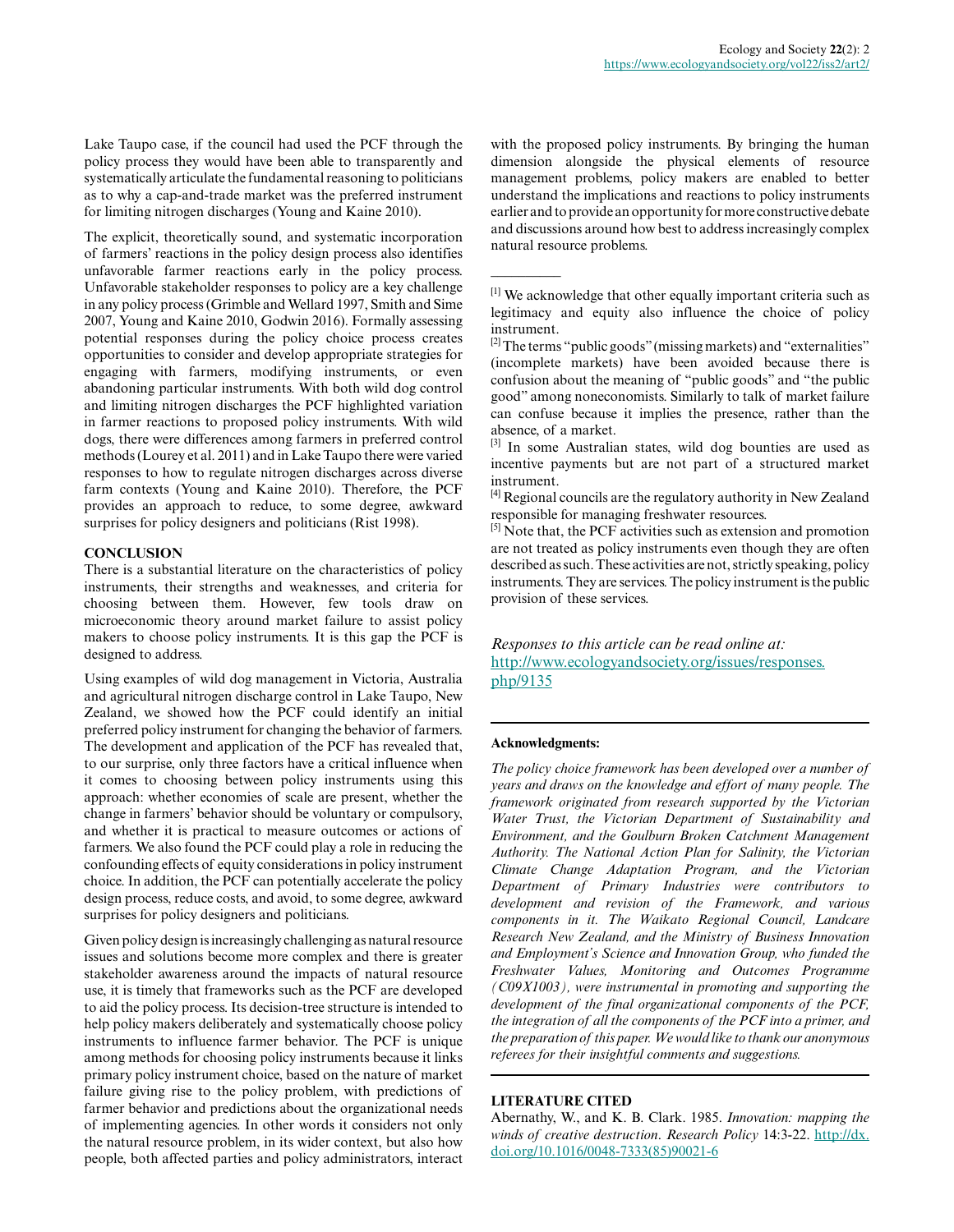Lake Taupo case, if the council had used the PCF through the policy process they would have been able to transparently and systematically articulate the fundamental reasoning to politicians as to why a cap-and-trade market was the preferred instrument for limiting nitrogen discharges (Young and Kaine 2010).

The explicit, theoretically sound, and systematic incorporation of farmers' reactions in the policy design process also identifies unfavorable farmer reactions early in the policy process. Unfavorable stakeholder responses to policy are a key challenge in any policy process (Grimble and Wellard 1997, Smith and Sime 2007, Young and Kaine 2010, Godwin 2016). Formally assessing potential responses during the policy choice process creates opportunities to consider and develop appropriate strategies for engaging with farmers, modifying instruments, or even abandoning particular instruments. With both wild dog control and limiting nitrogen discharges the PCF highlighted variation in farmer reactions to proposed policy instruments. With wild dogs, there were differences among farmers in preferred control methods (Lourey et al. 2011) and in Lake Taupo there were varied responses to how to regulate nitrogen discharges across diverse farm contexts (Young and Kaine 2010). Therefore, the PCF provides an approach to reduce, to some degree, awkward surprises for policy designers and politicians (Rist 1998).

## CONCLUSION

There is a substantial literature on the characteristics of policy instruments, their strengths and weaknesses, and criteria for choosing between them. However, few tools draw on microeconomic theory around market failure to assist policy makers to choose policy instruments. It is this gap the PCF is designed to address.

Using examples of wild dog management in Victoria, Australia and agricultural nitrogen discharge control in Lake Taupo, New Zealand, we showed how the PCF could identify an initial preferred policy instrument for changing the behavior of farmers. The development and application of the PCF has revealed that, to our surprise, only three factors have a critical influence when it comes to choosing between policy instruments using this approach: whether economies of scale are present, whether the change in farmers' behavior should be voluntary or compulsory, and whether it is practical to measure outcomes or actions of farmers. We also found the PCF could play a role in reducing the confounding effects of equity considerations in policy instrument choice. In addition, the PCF can potentially accelerate the policy design process, reduce costs, and avoid, to some degree, awkward surprises for policy designers and politicians.

Given policy design is increasingly challenging as natural resource issues and solutions become more complex and there is greater stakeholder awareness around the impacts of natural resource use, it is timely that frameworks such as the PCF are developed to aid the policy process. Its decision-tree structure is intended to help policy makers deliberately and systematically choose policy instruments to influence farmer behavior. The PCF is unique among methods for choosing policy instruments because it links primary policy instrument choice, based on the nature of market failure giving rise to the policy problem, with predictions of farmer behavior and predictions about the organizational needs of implementing agencies. In other words it considers not only the natural resource problem, in its wider context, but also how people, both affected parties and policy administrators, interact with the proposed policy instruments. By bringing the human dimension alongside the physical elements of resource management problems, policy makers are enabled to better understand the implications and reactions to policy instruments earlier and to provide an opportunity for more constructive debate and discussions around how best to address increasingly complex natural resource problems.

---

[1] We acknowledge that other equally important criteria such as legitimacy and equity also influence the choice of policy instrument.

[2] The terms "public goods" (missing markets) and "externalities" (incomplete markets) have been avoided because there is confusion about the meaning of "public goods" and "the public good" among noneconomists. Similarly to talk of market failure can confuse because it implies the presence, rather than the absence, of a market.

[3] In some Australian states, wild dog bounties are used as incentive payments but are not part of a structured market instrument.

[4] Regional councils are the regulatory authority in New Zealand responsible for managing freshwater resources.

[5] Note that, the PCF activities such as extension and promotion are not treated as policy instruments even though they are often described as such. These activities are not, strictly speaking, policy instruments. They are services. The policy instrument is the public provision of these services.

*Responses to this article can be read online at:*
http://www.ecologyandsociety.org/issues/responses.php/9135

---

**Acknowledgments:**

*The policy choice framework has been developed over a number of years and draws on the knowledge and effort of many people. The framework originated from research supported by the Victorian Water Trust, the Victorian Department of Sustainability and Environment, and the Goulburn Broken Catchment Management Authority. The National Action Plan for Salinity, the Victorian Climate Change Adaptation Program, and the Victorian Department of Primary Industries were contributors to development and revision of the Framework, and various components in it. The Waikato Regional Council, Landcare Research New Zealand, and the Ministry of Business Innovation and Employment's Science and Innovation Group, who funded the Freshwater Values, Monitoring and Outcomes Programme (C09X1003), were instrumental in promoting and supporting the development of the final organizational components of the PCF, the integration of all the components of the PCF into a primer, and the preparation of this paper. We would like to thank our anonymous referees for their insightful comments and suggestions.*

---

## LITERATURE CITED

Abernathy, W., and K. B. Clark. 1985. *Innovation: mapping the winds of creative destruction. Research Policy* 14:3-22. http://dx.doi.org/10.1016/0048-7333(85)90021-6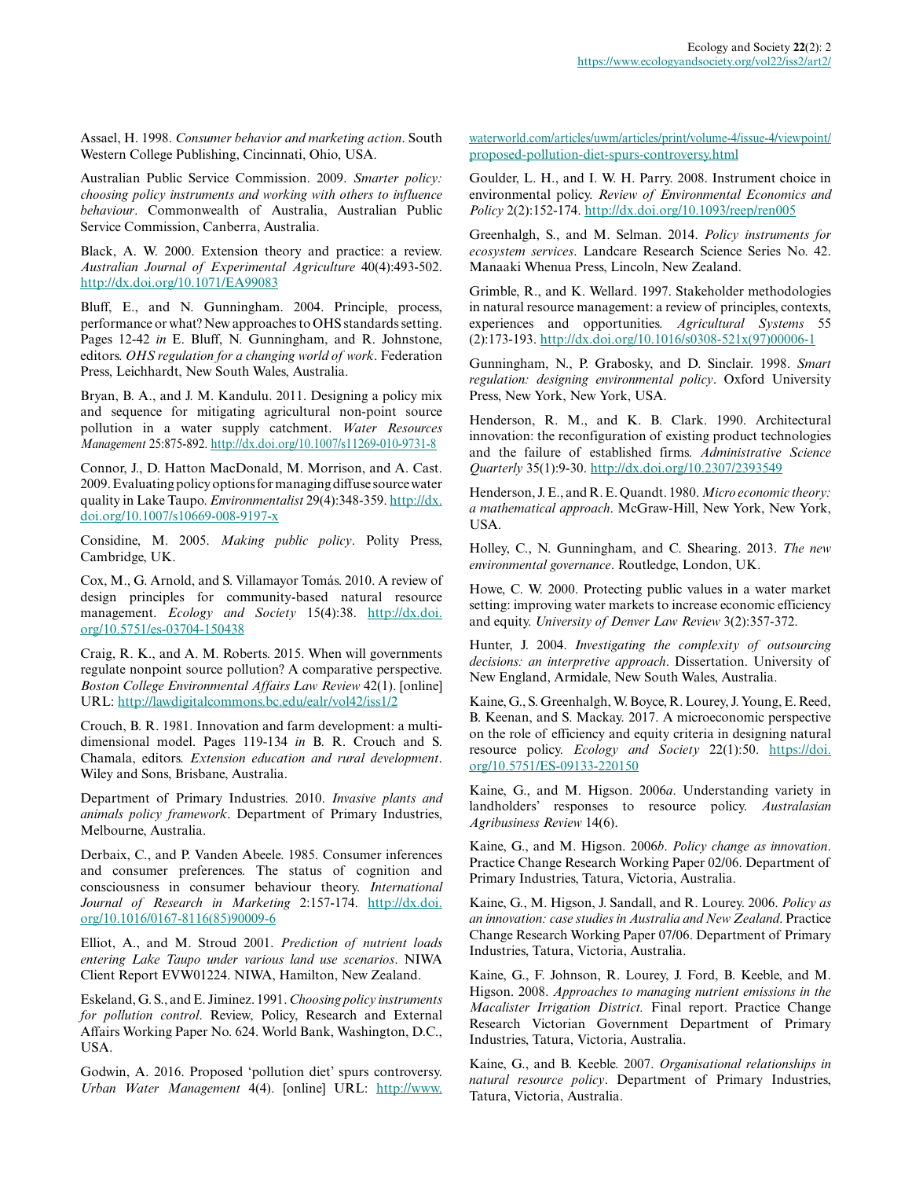Assael, H. 1998. *Consumer behavior and marketing action*. South Western College Publishing, Cincinnati, Ohio, USA.

Australian Public Service Commission. 2009. *Smarter policy: choosing policy instruments and working with others to influence behaviour*. Commonwealth of Australia, Australian Public Service Commission, Canberra, Australia.

Black, A. W. 2000. Extension theory and practice: a review. *Australian Journal of Experimental Agriculture* 40(4):493-502. http://dx.doi.org/10.1071/EA99083

Bluff, E., and N. Gunningham. 2004. Principle, process, performance or what? New approaches to OHS standards setting. Pages 12-42 *in* E. Bluff, N. Gunningham, and R. Johnstone, editors. *OHS regulation for a changing world of work*. Federation Press, Leichhardt, New South Wales, Australia.

Bryan, B. A., and J. M. Kandulu. 2011. Designing a policy mix and sequence for mitigating agricultural non-point source pollution in a water supply catchment. *Water Resources Management* 25:875-892. http://dx.doi.org/10.1007/s11269-010-9731-8

Connor, J., D. Hatton MacDonald, M. Morrison, and A. Cast. 2009. Evaluating policy options for managing diffuse source water quality in Lake Taupo. *Environmentalist* 29(4):348-359. http://dx.doi.org/10.1007/s10669-008-9197-x

Considine, M. 2005. *Making public policy*. Polity Press, Cambridge, UK.

Cox, M., G. Arnold, and S. Villamayor Tomás. 2010. A review of design principles for community-based natural resource management. *Ecology and Society* 15(4):38. http://dx.doi.org/10.5751/es-03704-150438

Craig, R. K., and A. M. Roberts. 2015. When will governments regulate nonpoint source pollution? A comparative perspective. *Boston College Environmental Affairs Law Review* 42(1). [online] URL: http://lawdigitalcommons.bc.edu/ealr/vol42/iss1/2

Crouch, B. R. 1981. Innovation and farm development: a multi-dimensional model. Pages 119-134 *in* B. R. Crouch and S. Chamala, editors. *Extension education and rural development*. Wiley and Sons, Brisbane, Australia.

Department of Primary Industries. 2010. *Invasive plants and animals policy framework*. Department of Primary Industries, Melbourne, Australia.

Derbaix, C., and P. Vanden Abeele. 1985. Consumer inferences and consumer preferences. The status of cognition and consciousness in consumer behaviour theory. *International Journal of Research in Marketing* 2:157-174. http://dx.doi.org/10.1016/0167-8116(85)90009-6

Elliot, A., and M. Stroud 2001. *Prediction of nutrient loads entering Lake Taupo under various land use scenarios*. NIWA Client Report EVW01224. NIWA, Hamilton, New Zealand.

Eskeland, G. S., and E. Jiminez. 1991. *Choosing policy instruments for pollution control*. Review, Policy, Research and External Affairs Working Paper No. 624. World Bank, Washington, D.C., USA.

Godwin, A. 2016. Proposed 'pollution diet' spurs controversy. *Urban Water Management* 4(4). [online] URL: http://www.waterworld.com/articles/uwm/articles/print/volume-4/issue-4/viewpoint/proposed-pollution-diet-spurs-controversy.html

Goulder, L. H., and I. W. H. Parry. 2008. Instrument choice in environmental policy. *Review of Environmental Economics and Policy* 2(2):152-174. http://dx.doi.org/10.1093/reep/ren005

Greenhalgh, S., and M. Selman. 2014. *Policy instruments for ecosystem services*. Landcare Research Science Series No. 42. Manaaki Whenua Press, Lincoln, New Zealand.

Grimble, R., and K. Wellard. 1997. Stakeholder methodologies in natural resource management: a review of principles, contexts, experiences and opportunities. *Agricultural Systems* 55 (2):173-193. http://dx.doi.org/10.1016/s0308-521x(97)00006-1

Gunningham, N., P. Grabosky, and D. Sinclair. 1998. *Smart regulation: designing environmental policy*. Oxford University Press, New York, New York, USA.

Henderson, R. M., and K. B. Clark. 1990. Architectural innovation: the reconfiguration of existing product technologies and the failure of established firms. *Administrative Science Quarterly* 35(1):9-30. http://dx.doi.org/10.2307/2393549

Henderson, J. E., and R. E. Quandt. 1980. *Micro economic theory: a mathematical approach*. McGraw-Hill, New York, New York, USA.

Holley, C., N. Gunningham, and C. Shearing. 2013. *The new environmental governance*. Routledge, London, UK.

Howe, C. W. 2000. Protecting public values in a water market setting: improving water markets to increase economic efficiency and equity. *University of Denver Law Review* 3(2):357-372.

Hunter, J. 2004. *Investigating the complexity of outsourcing decisions: an interpretive approach*. Dissertation. University of New England, Armidale, New South Wales, Australia.

Kaine, G., S. Greenhalgh, W. Boyce, R. Lourey, J. Young, E. Reed, B. Keenan, and S. Mackay. 2017. A microeconomic perspective on the role of efficiency and equity criteria in designing natural resource policy. *Ecology and Society* 22(1):50. https://doi.org/10.5751/ES-09133-220150

Kaine, G., and M. Higson. 2006*a*. Understanding variety in landholders' responses to resource policy. *Australasian Agribusiness Review* 14(6).

Kaine, G., and M. Higson. 2006*b*. *Policy change as innovation*. Practice Change Research Working Paper 02/06. Department of Primary Industries, Tatura, Victoria, Australia.

Kaine, G., M. Higson, J. Sandall, and R. Lourey. 2006. *Policy as an innovation: case studies in Australia and New Zealand*. Practice Change Research Working Paper 07/06. Department of Primary Industries, Tatura, Victoria, Australia.

Kaine, G., F. Johnson, R. Lourey, J. Ford, B. Keeble, and M. Higson. 2008. *Approaches to managing nutrient emissions in the Macalister Irrigation District.* Final report. Practice Change Research Victorian Government Department of Primary Industries, Tatura, Victoria, Australia.

Kaine, G., and B. Keeble. 2007. *Organisational relationships in natural resource policy*. Department of Primary Industries, Tatura, Victoria, Australia.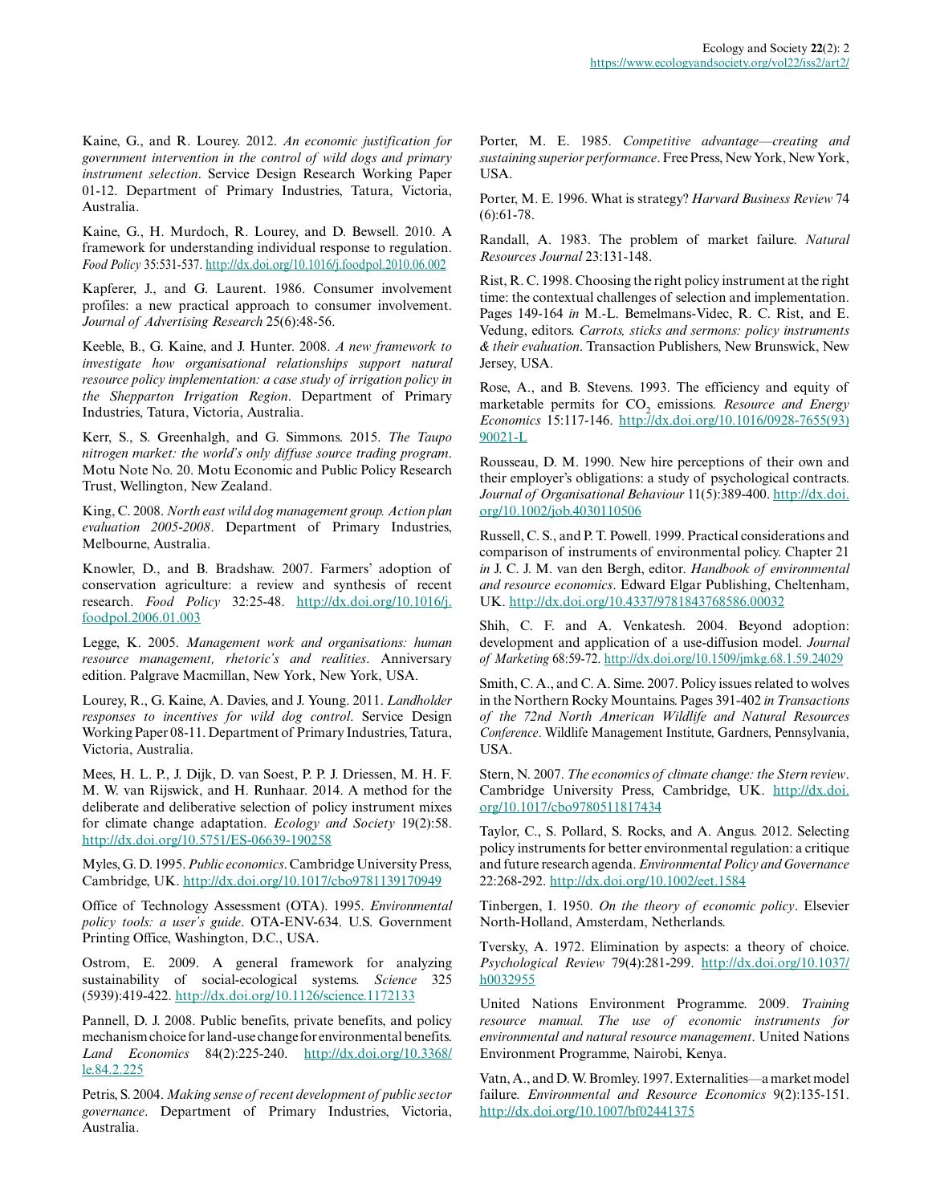Kaine, G., and R. Lourey. 2012. *An economic justification for government intervention in the control of wild dogs and primary instrument selection*. Service Design Research Working Paper 01-12. Department of Primary Industries, Tatura, Victoria, Australia.

Kaine, G., H. Murdoch, R. Lourey, and D. Bewsell. 2010. A framework for understanding individual response to regulation. *Food Policy* 35:531-537. http://dx.doi.org/10.1016/j.foodpol.2010.06.002

Kapferer, J., and G. Laurent. 1986. Consumer involvement profiles: a new practical approach to consumer involvement. *Journal of Advertising Research* 25(6):48-56.

Keeble, B., G. Kaine, and J. Hunter. 2008. *A new framework to investigate how organisational relationships support natural resource policy implementation: a case study of irrigation policy in the Shepparton Irrigation Region*. Department of Primary Industries, Tatura, Victoria, Australia.

Kerr, S., S. Greenhalgh, and G. Simmons. 2015. *The Taupo nitrogen market: the world's only diffuse source trading program*. Motu Note No. 20. Motu Economic and Public Policy Research Trust, Wellington, New Zealand.

King, C. 2008. *North east wild dog management group. Action plan evaluation 2005-2008*. Department of Primary Industries, Melbourne, Australia.

Knowler, D., and B. Bradshaw. 2007. Farmers' adoption of conservation agriculture: a review and synthesis of recent research. *Food Policy* 32:25-48. http://dx.doi.org/10.1016/j.foodpol.2006.01.003

Legge, K. 2005. *Management work and organisations: human resource management, rhetoric's and realities*. Anniversary edition. Palgrave Macmillan, New York, New York, USA.

Lourey, R., G. Kaine, A. Davies, and J. Young. 2011. *Landholder responses to incentives for wild dog control*. Service Design Working Paper 08-11. Department of Primary Industries, Tatura, Victoria, Australia.

Mees, H. L. P., J. Dijk, D. van Soest, P. P. J. Driessen, M. H. F. M. W. van Rijswick, and H. Runhaar. 2014. A method for the deliberate and deliberative selection of policy instrument mixes for climate change adaptation. *Ecology and Society* 19(2):58. http://dx.doi.org/10.5751/ES-06639-190258

Myles, G. D. 1995. *Public economics*. Cambridge University Press, Cambridge, UK. http://dx.doi.org/10.1017/cbo9781139170949

Office of Technology Assessment (OTA). 1995. *Environmental policy tools: a user's guide*. OTA-ENV-634. U.S. Government Printing Office, Washington, D.C., USA.

Ostrom, E. 2009. A general framework for analyzing sustainability of social-ecological systems. *Science* 325 (5939):419-422. http://dx.doi.org/10.1126/science.1172133

Pannell, D. J. 2008. Public benefits, private benefits, and policy mechanism choice for land-use change for environmental benefits. *Land Economics* 84(2):225-240. http://dx.doi.org/10.3368/le.84.2.225

Petris, S. 2004. *Making sense of recent development of public sector governance*. Department of Primary Industries, Victoria, Australia.

Porter, M. E. 1985. *Competitive advantage—creating and sustaining superior performance*. Free Press, New York, New York, USA.

Porter, M. E. 1996. What is strategy? *Harvard Business Review* 74 (6):61-78.

Randall, A. 1983. The problem of market failure. *Natural Resources Journal* 23:131-148.

Rist, R. C. 1998. Choosing the right policy instrument at the right time: the contextual challenges of selection and implementation. Pages 149-164 *in* M.-L. Bemelmans-Videc, R. C. Rist, and E. Vedung, editors. *Carrots, sticks and sermons: policy instruments & their evaluation*. Transaction Publishers, New Brunswick, New Jersey, USA.

Rose, A., and B. Stevens. 1993. The efficiency and equity of marketable permits for $CO_2$ emissions. *Resource and Energy Economics* 15:117-146. http://dx.doi.org/10.1016/0928-7655(93)90021-L

Rousseau, D. M. 1990. New hire perceptions of their own and their employer's obligations: a study of psychological contracts. *Journal of Organisational Behaviour* 11(5):389-400. http://dx.doi.org/10.1002/job.4030110506

Russell, C. S., and P. T. Powell. 1999. Practical considerations and comparison of instruments of environmental policy. Chapter 21 *in* J. C. J. M. van den Bergh, editor. *Handbook of environmental and resource economics*. Edward Elgar Publishing, Cheltenham, UK. http://dx.doi.org/10.4337/9781843768586.00032

Shih, C. F. and A. Venkatesh. 2004. Beyond adoption: development and application of a use-diffusion model. *Journal of Marketing* 68:59-72. http://dx.doi.org/10.1509/jmkg.68.1.59.24029

Smith, C. A., and C. A. Sime. 2007. Policy issues related to wolves in the Northern Rocky Mountains. Pages 391-402 *in Transactions of the 72nd North American Wildlife and Natural Resources Conference*. Wildlife Management Institute, Gardners, Pennsylvania, USA.

Stern, N. 2007. *The economics of climate change: the Stern review*. Cambridge University Press, Cambridge, UK. http://dx.doi.org/10.1017/cbo9780511817434

Taylor, C., S. Pollard, S. Rocks, and A. Angus. 2012. Selecting policy instruments for better environmental regulation: a critique and future research agenda. *Environmental Policy and Governance* 22:268-292. http://dx.doi.org/10.1002/eet.1584

Tinbergen, I. 1950. *On the theory of economic policy*. Elsevier North-Holland, Amsterdam, Netherlands.

Tversky, A. 1972. Elimination by aspects: a theory of choice. *Psychological Review* 79(4):281-299. http://dx.doi.org/10.1037/h0032955

United Nations Environment Programme. 2009. *Training resource manual. The use of economic instruments for environmental and natural resource management*. United Nations Environment Programme, Nairobi, Kenya.

Vatn, A., and D. W. Bromley. 1997. Externalities—a market model failure. *Environmental and Resource Economics* 9(2):135-151. http://dx.doi.org/10.1007/bf02441375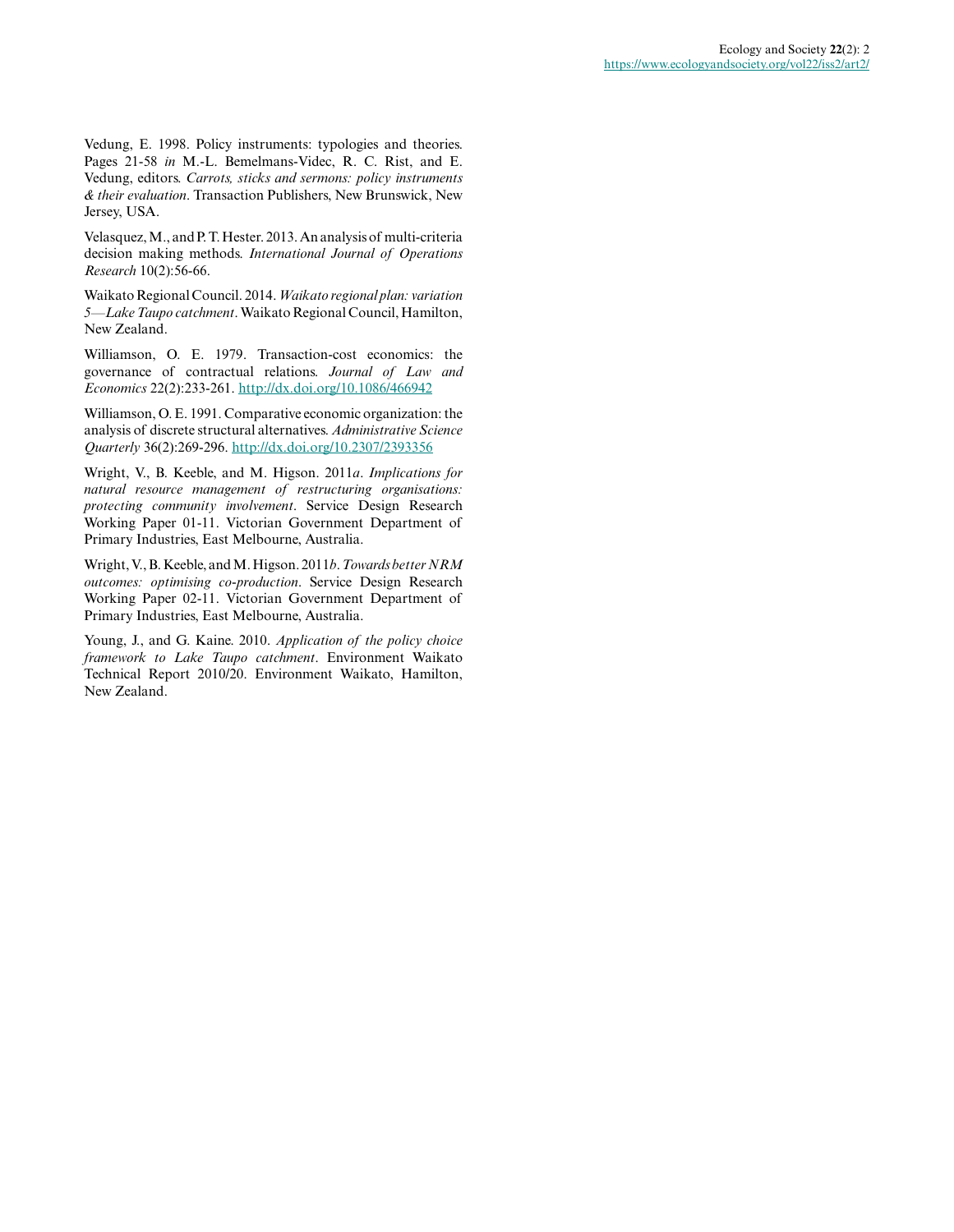Vedung, E. 1998. Policy instruments: typologies and theories. Pages 21-58 *in* M.-L. Bemelmans-Videc, R. C. Rist, and E. Vedung, editors. *Carrots, sticks and sermons: policy instruments & their evaluation*. Transaction Publishers, New Brunswick, New Jersey, USA.

Velasquez, M., and P. T. Hester. 2013. An analysis of multi-criteria decision making methods. *International Journal of Operations Research* 10(2):56-66.

Waikato Regional Council. 2014. *Waikato regional plan: variation 5—Lake Taupo catchment*. Waikato Regional Council, Hamilton, New Zealand.

Williamson, O. E. 1979. Transaction-cost economics: the governance of contractual relations. *Journal of Law and Economics* 22(2):233-261. http://dx.doi.org/10.1086/466942

Williamson, O. E. 1991. Comparative economic organization: the analysis of discrete structural alternatives. *Administrative Science Quarterly* 36(2):269-296. http://dx.doi.org/10.2307/2393356

Wright, V., B. Keeble, and M. Higson. 2011*a*. *Implications for natural resource management of restructuring organisations: protecting community involvement*. Service Design Research Working Paper 01-11. Victorian Government Department of Primary Industries, East Melbourne, Australia.

Wright, V., B. Keeble, and M. Higson. 2011*b*. *Towards better NRM outcomes: optimising co-production*. Service Design Research Working Paper 02-11. Victorian Government Department of Primary Industries, East Melbourne, Australia.

Young, J., and G. Kaine. 2010. *Application of the policy choice framework to Lake Taupo catchment*. Environment Waikato Technical Report 2010/20. Environment Waikato, Hamilton, New Zealand.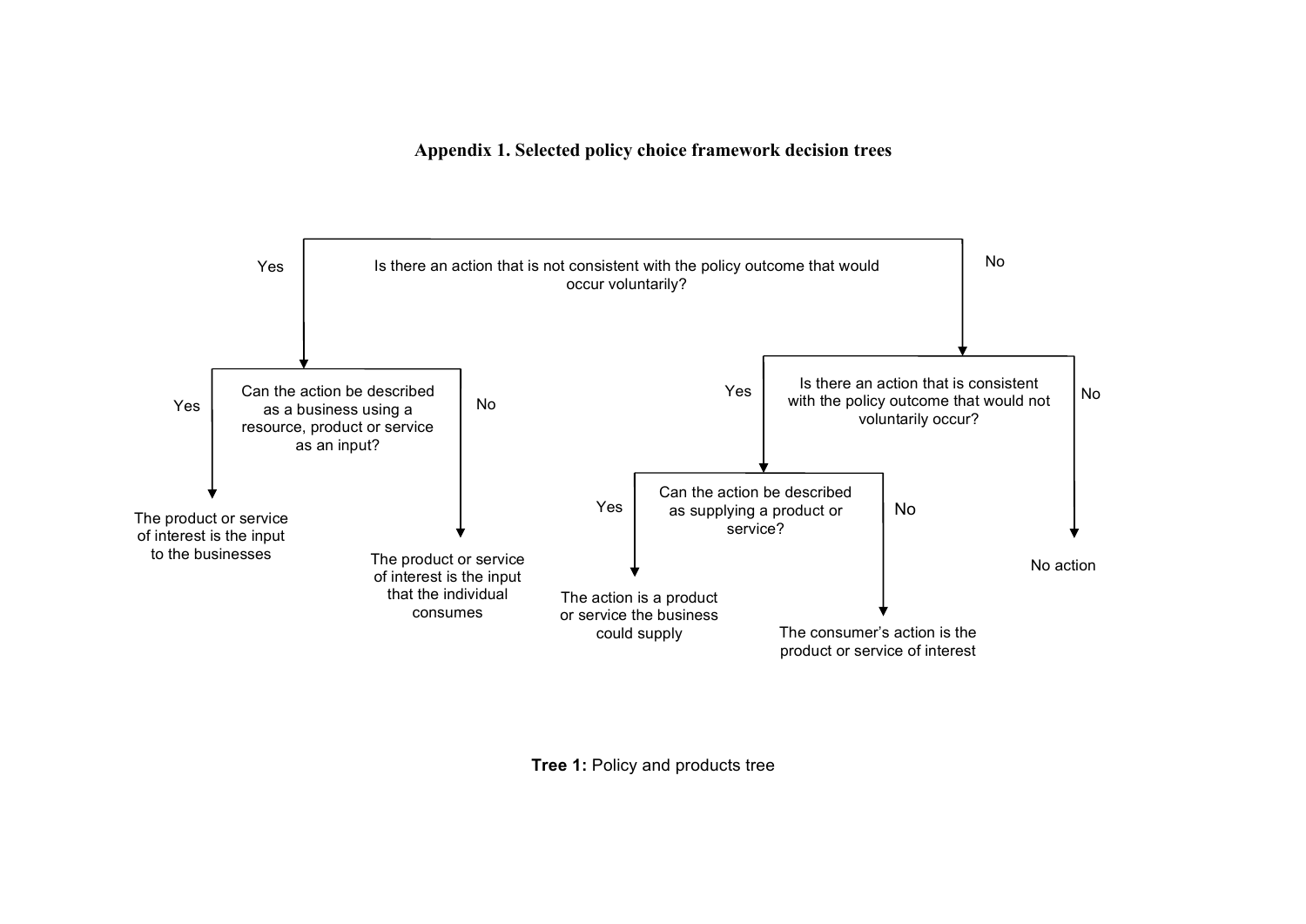## Appendix 1. Selected policy choice framework decision trees

- **Is there an action that is not consistent with the policy outcome that would occur voluntarily?**
  - **Yes** → **Can the action be described as a business using a resource, product or service as an input?**
    - **Yes** → The product or service of interest is the input to the businesses
    - **No** → The product or service of interest is the input that the individual consumes
  - **No** → **Is there an action that is consistent with the policy outcome that would not voluntarily occur?**
    - **Yes** → **Can the action be described as supplying a product or service?**
      - **Yes** → The action is a product or service the business could supply
      - **No** → The consumer's action is the product or service of interest
    - **No** → No action

**Tree 1:** Policy and products tree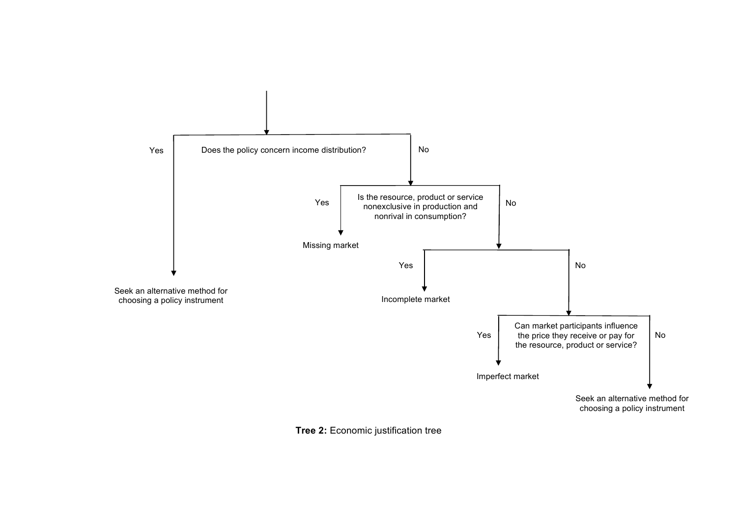Does the policy concern income distribution?

- Yes → Seek an alternative method for choosing a policy instrument
- No → Is the resource, product or service nonexclusive in production and nonrival in consumption?
  - Yes → Missing market
  - No →
    - Yes → Incomplete market
    - No → Can market participants influence the price they receive or pay for the resource, product or service?
      - Yes → Imperfect market
      - No → Seek an alternative method for choosing a policy instrument

**Tree 2:** Economic justification tree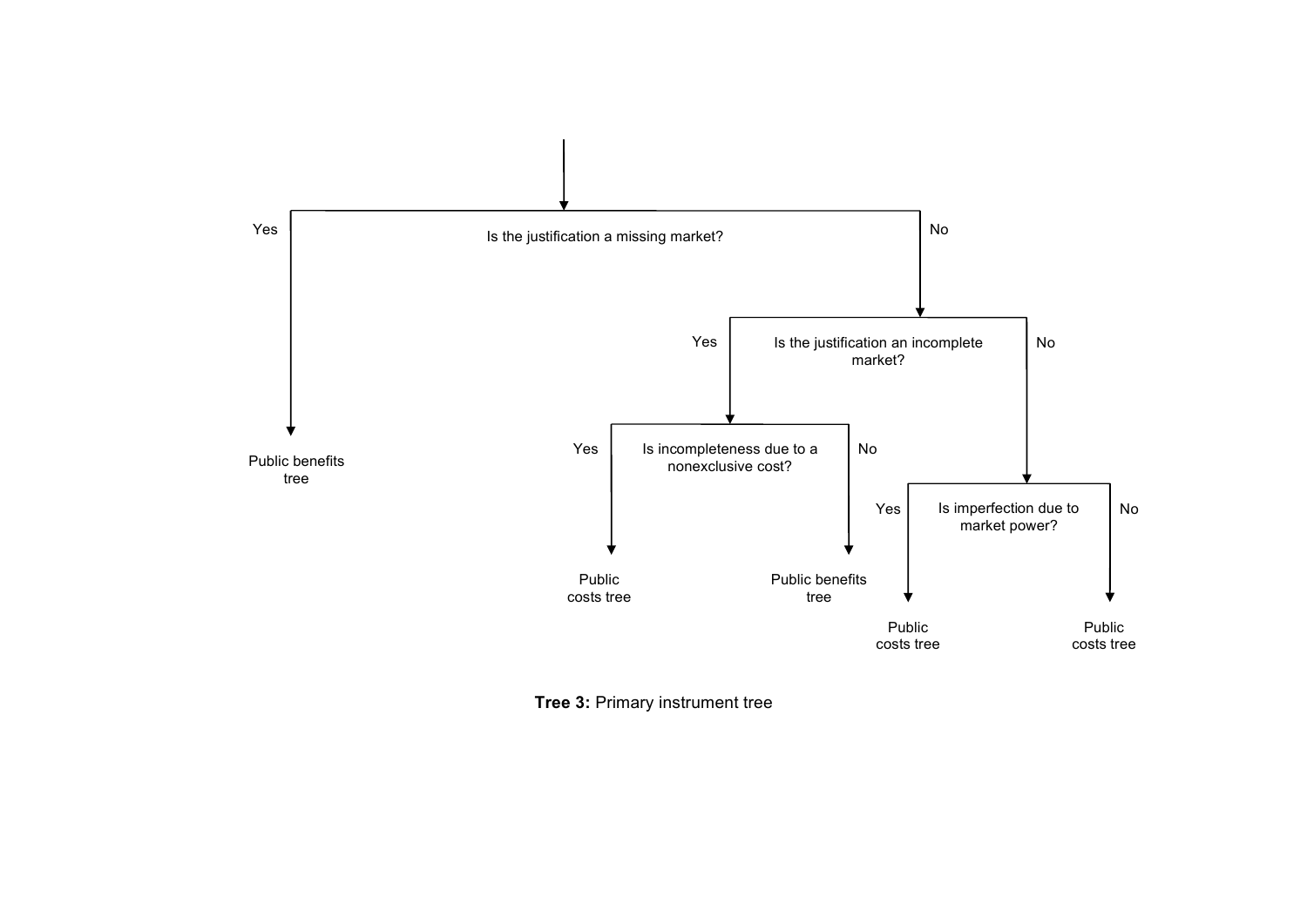- Is the justification a missing market?
  - Yes → Public benefits tree
  - No → Is the justification an incomplete market?
    - Yes → Is incompleteness due to a nonexclusive cost?
      - Yes → Public costs tree
      - No → Public benefits tree
    - No → Is imperfection due to market power?
      - Yes → Public costs tree
      - No → Public costs tree

**Tree 3:** Primary instrument tree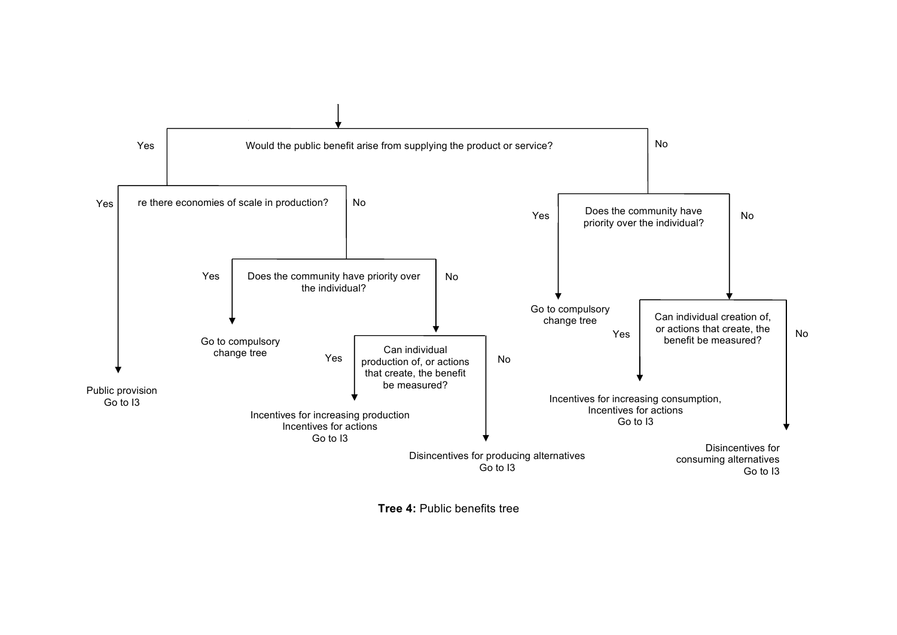Would the public benefit arise from supplying the product or service?

- **Yes** → re there economies of scale in production?
  - **Yes** → Public provision
    Go to I3
  - **No** → Does the community have priority over the individual?
    - **Yes** → Go to compulsory change tree
    - **No** → Can individual production of, or actions that create, the benefit be measured?
      - **Yes** → Incentives for increasing production
        Incentives for actions
        Go to I3
      - **No** → Disincentives for producing alternatives
        Go to I3
- **No** → Does the community have priority over the individual?
  - **Yes** → Go to compulsory change tree
  - **No** → Can individual creation of, or actions that create, the benefit be measured?
    - **Yes** → Incentives for increasing consumption,
      Incentives for actions
      Go to I3
    - **No** → Disincentives for consuming alternatives
      Go to I3

**Tree 4:** Public benefits tree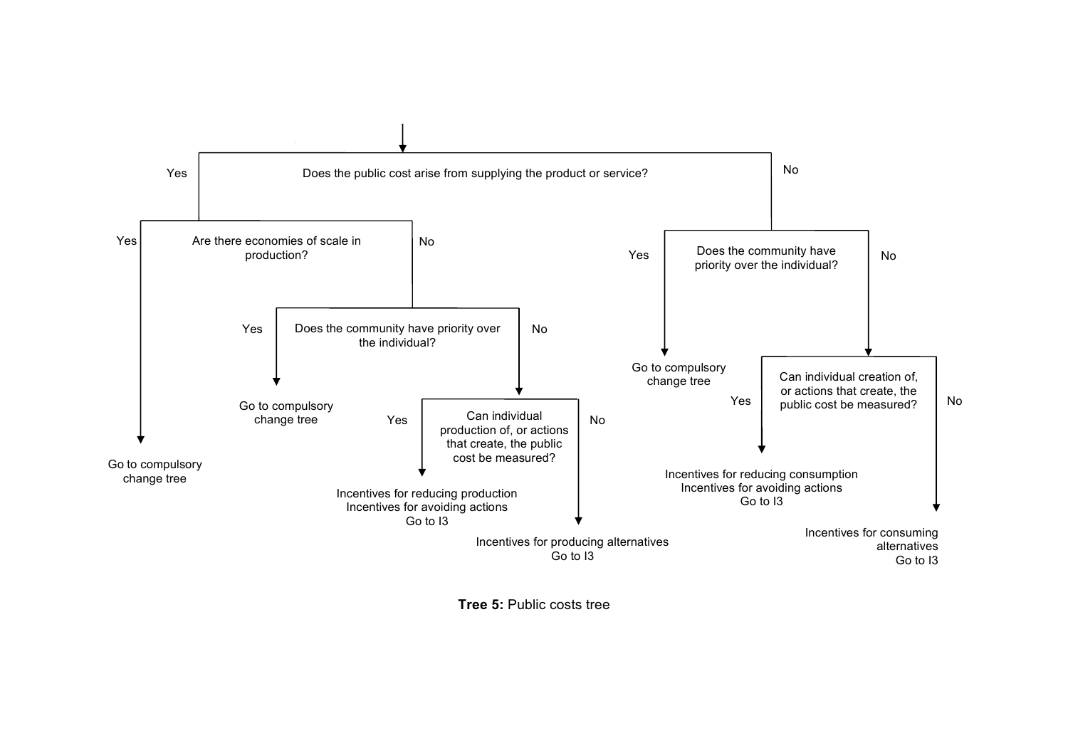- Does the public cost arise from supplying the product or service?
  - Yes
    - Are there economies of scale in production?
      - Yes
        - Go to compulsory change tree
      - No
        - Does the community have priority over the individual?
          - Yes
            - Go to compulsory change tree
          - No
            - Can individual production of, or actions that create, the public cost be measured?
              - Yes
                - Incentives for reducing production
                - Incentives for avoiding actions
                - Go to I3
              - No
                - Incentives for producing alternatives
                - Go to I3
  - No
    - Does the community have priority over the individual?
      - Yes
        - Go to compulsory change tree
      - No
        - Can individual creation of, or actions that create, the public cost be measured?
          - Yes
            - Incentives for reducing consumption
            - Incentives for avoiding actions
            - Go to I3
          - No
            - Incentives for consuming alternatives
            - Go to I3

**Tree 5:** Public costs tree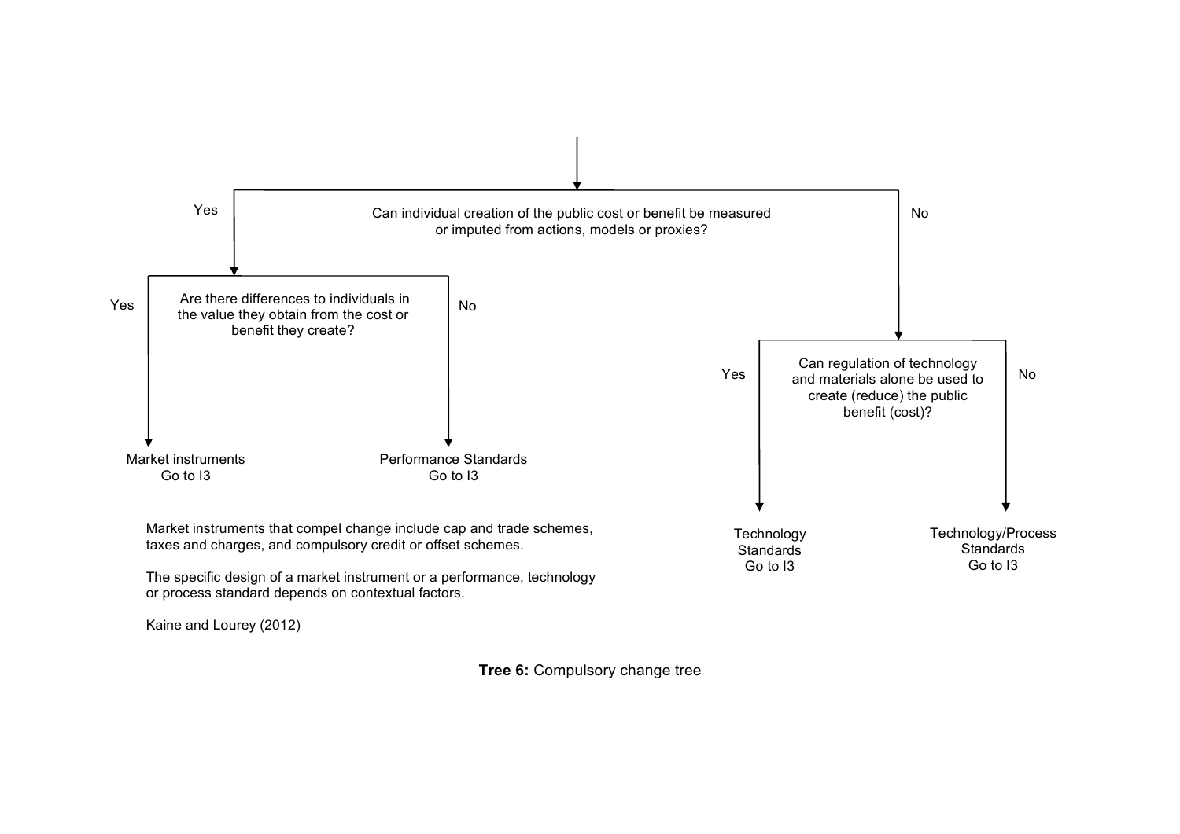Can individual creation of the public cost or benefit be measured or imputed from actions, models or proxies?

Yes

No

Are there differences to individuals in the value they obtain from the cost or benefit they create?

Yes

No

Market instruments
Go to I3

Performance Standards
Go to I3

Can regulation of technology and materials alone be used to create (reduce) the public benefit (cost)?

Yes

No

Technology Standards
Go to I3

Technology/Process Standards
Go to I3

Market instruments that compel change include cap and trade schemes, taxes and charges, and compulsory credit or offset schemes.

The specific design of a market instrument or a performance, technology or process standard depends on contextual factors.

Kaine and Lourey (2012)

**Tree 6:** Compulsory change tree